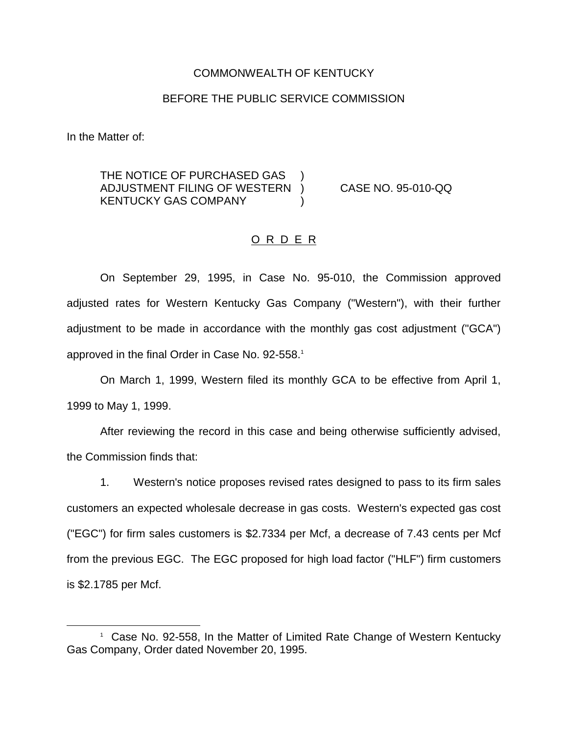COMMONWEALTH OF KENTUCKY

BEFORE THE PUBLIC SERVICE COMMISSION

In the Matter of:

THE NOTICE OF PURCHASED GAS ADJUSTMENT FILING OF WESTERN KENTUCKY GAS COMPANY ) CASE NO. 95-010-QQ

## O R D E R

On September 29, 1995, in Case No. 95-010, the Commission approved adjusted rates for Western Kentucky Gas Company ("Western"), with their further adjustment to be made in accordance with the monthly gas cost adjustment ("GCA") approved in the final Order in Case No. 92-558.[1]

On March 1, 1999, Western filed its monthly GCA to be effective from April 1, 1999 to May 1, 1999.

After reviewing the record in this case and being otherwise sufficiently advised, the Commission finds that:

1. Western's notice proposes revised rates designed to pass to its firm sales customers an expected wholesale decrease in gas costs. Western's expected gas cost ("EGC") for firm sales customers is $2.7334 per Mcf, a decrease of 7.43 cents per Mcf from the previous EGC. The EGC proposed for high load factor ("HLF") firm customers is $2.1785 per Mcf.

---

[1] Case No. 92-558, In the Matter of Limited Rate Change of Western Kentucky Gas Company, Order dated November 20, 1995.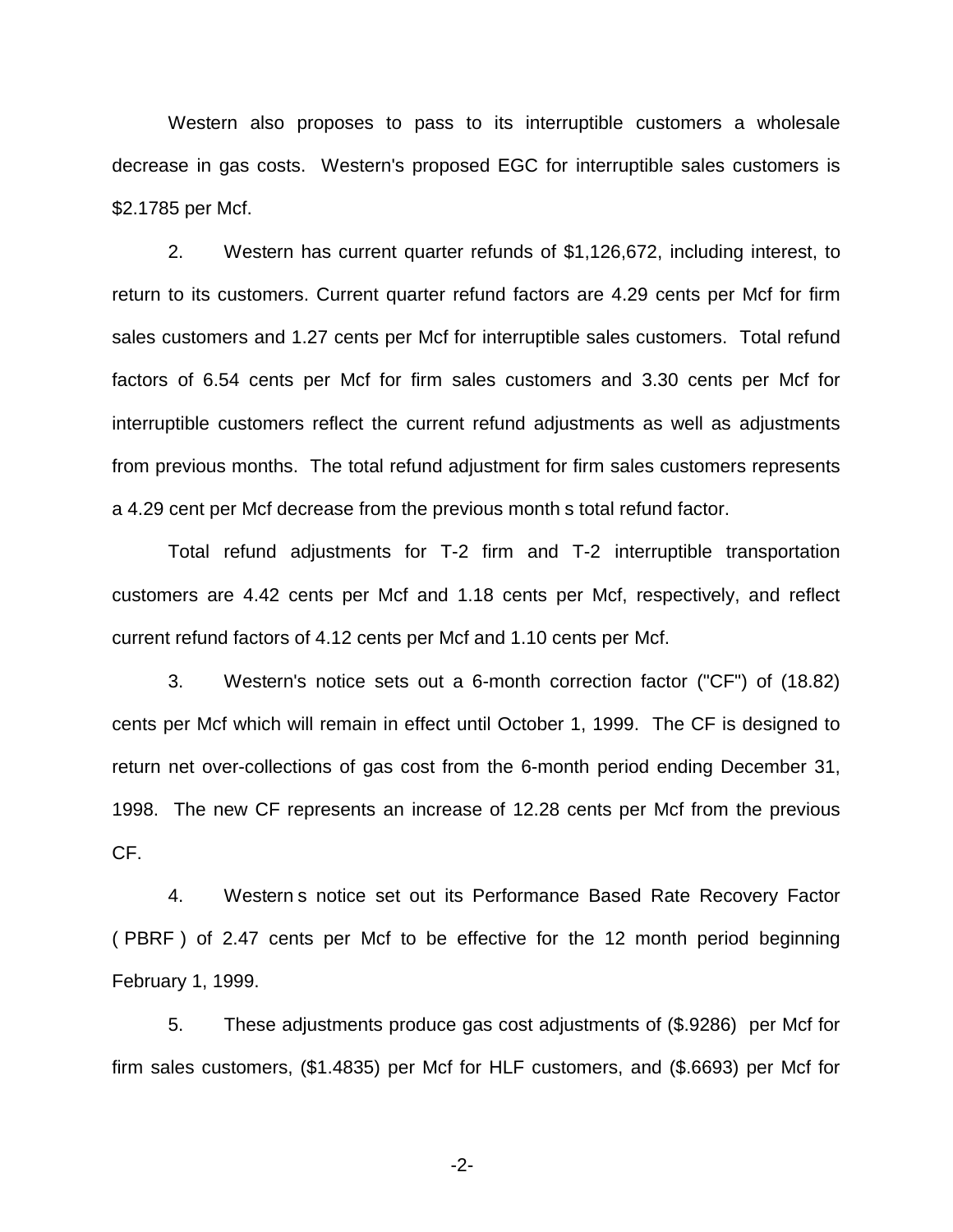Western also proposes to pass to its interruptible customers a wholesale decrease in gas costs. Western's proposed EGC for interruptible sales customers is $2.1785 per Mcf.

2. Western has current quarter refunds of $1,126,672, including interest, to return to its customers. Current quarter refund factors are 4.29 cents per Mcf for firm sales customers and 1.27 cents per Mcf for interruptible sales customers. Total refund factors of 6.54 cents per Mcf for firm sales customers and 3.30 cents per Mcf for interruptible customers reflect the current refund adjustments as well as adjustments from previous months. The total refund adjustment for firm sales customers represents a 4.29 cent per Mcf decrease from the previous month s total refund factor.

Total refund adjustments for T-2 firm and T-2 interruptible transportation customers are 4.42 cents per Mcf and 1.18 cents per Mcf, respectively, and reflect current refund factors of 4.12 cents per Mcf and 1.10 cents per Mcf.

3. Western's notice sets out a 6-month correction factor ("CF") of (18.82) cents per Mcf which will remain in effect until October 1, 1999. The CF is designed to return net over-collections of gas cost from the 6-month period ending December 31, 1998. The new CF represents an increase of 12.28 cents per Mcf from the previous CF.

4. Western s notice set out its Performance Based Rate Recovery Factor ( PBRF ) of 2.47 cents per Mcf to be effective for the 12 month period beginning February 1, 1999.

5. These adjustments produce gas cost adjustments of ($.9286) per Mcf for firm sales customers, ($1.4835) per Mcf for HLF customers, and ($.6693) per Mcf for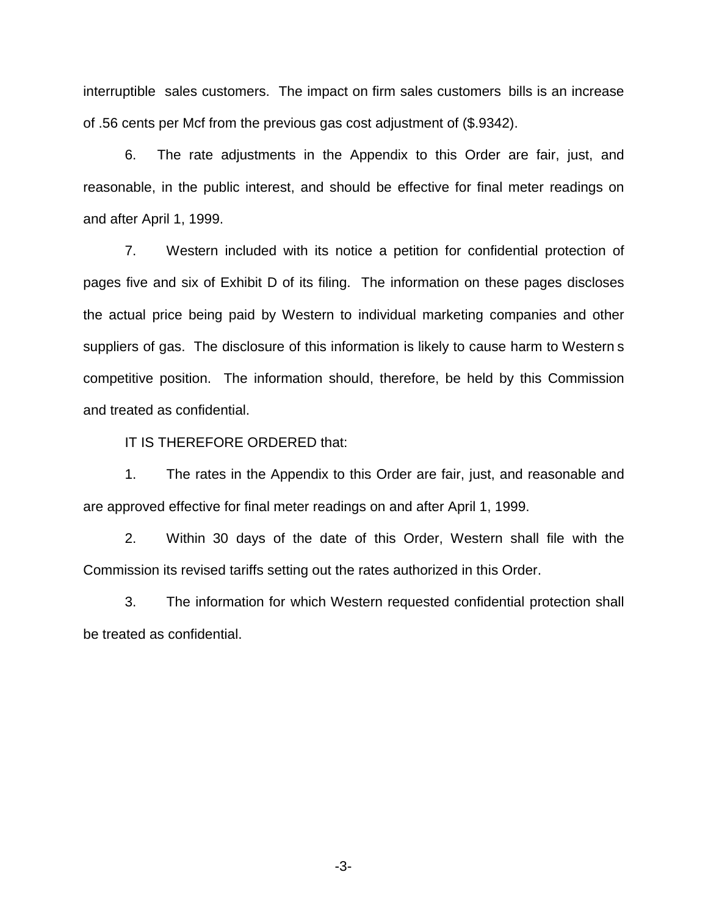interruptible sales customers. The impact on firm sales customers bills is an increase of .56 cents per Mcf from the previous gas cost adjustment of ($.9342).

6. The rate adjustments in the Appendix to this Order are fair, just, and reasonable, in the public interest, and should be effective for final meter readings on and after April 1, 1999.

7. Western included with its notice a petition for confidential protection of pages five and six of Exhibit D of its filing. The information on these pages discloses the actual price being paid by Western to individual marketing companies and other suppliers of gas. The disclosure of this information is likely to cause harm to Western s competitive position. The information should, therefore, be held by this Commission and treated as confidential.

IT IS THEREFORE ORDERED that:

1. The rates in the Appendix to this Order are fair, just, and reasonable and are approved effective for final meter readings on and after April 1, 1999.

2. Within 30 days of the date of this Order, Western shall file with the Commission its revised tariffs setting out the rates authorized in this Order.

3. The information for which Western requested confidential protection shall be treated as confidential.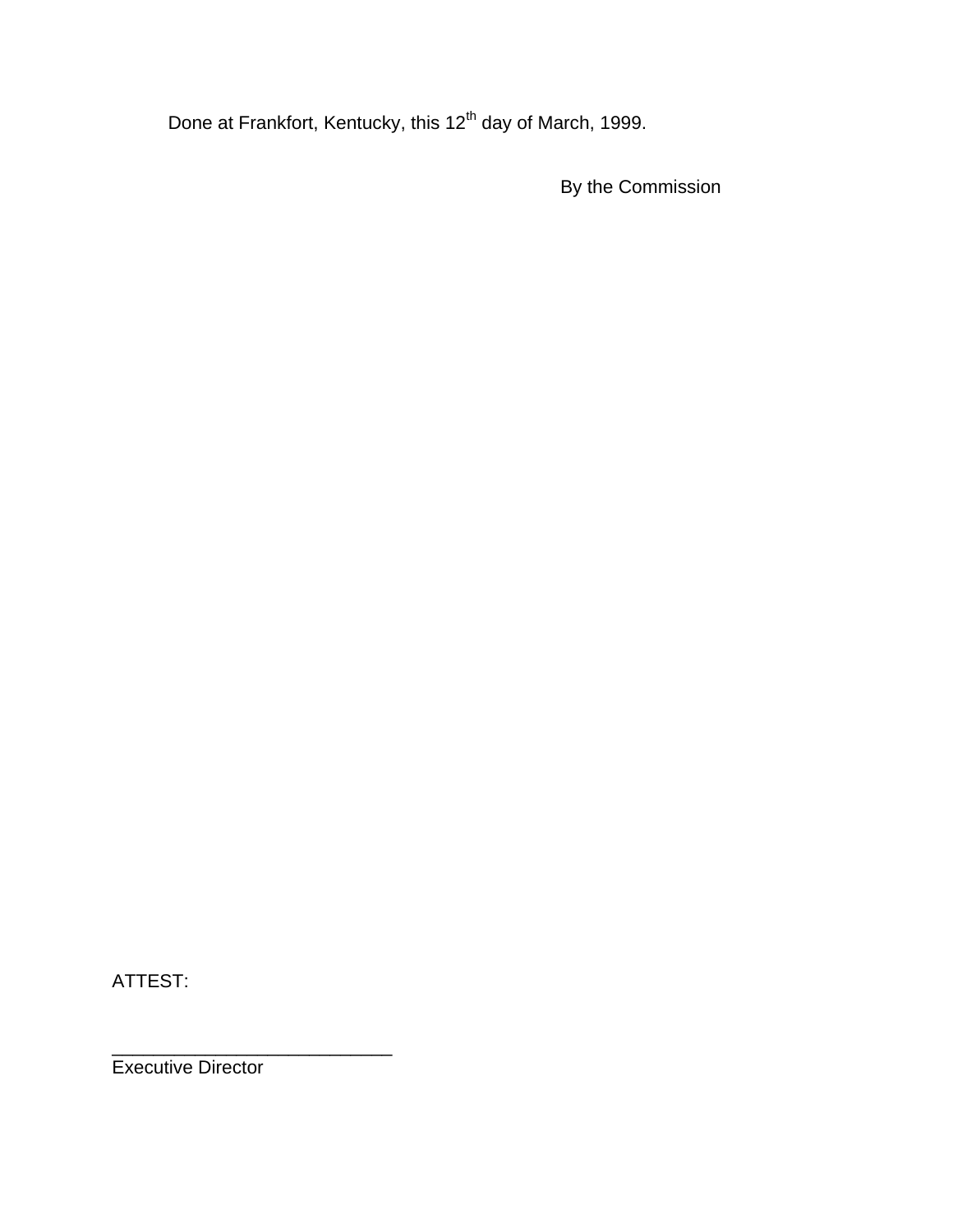Done at Frankfort, Kentucky, this 12th day of March, 1999.

By the Commission

ATTEST:

___________________________
Executive Director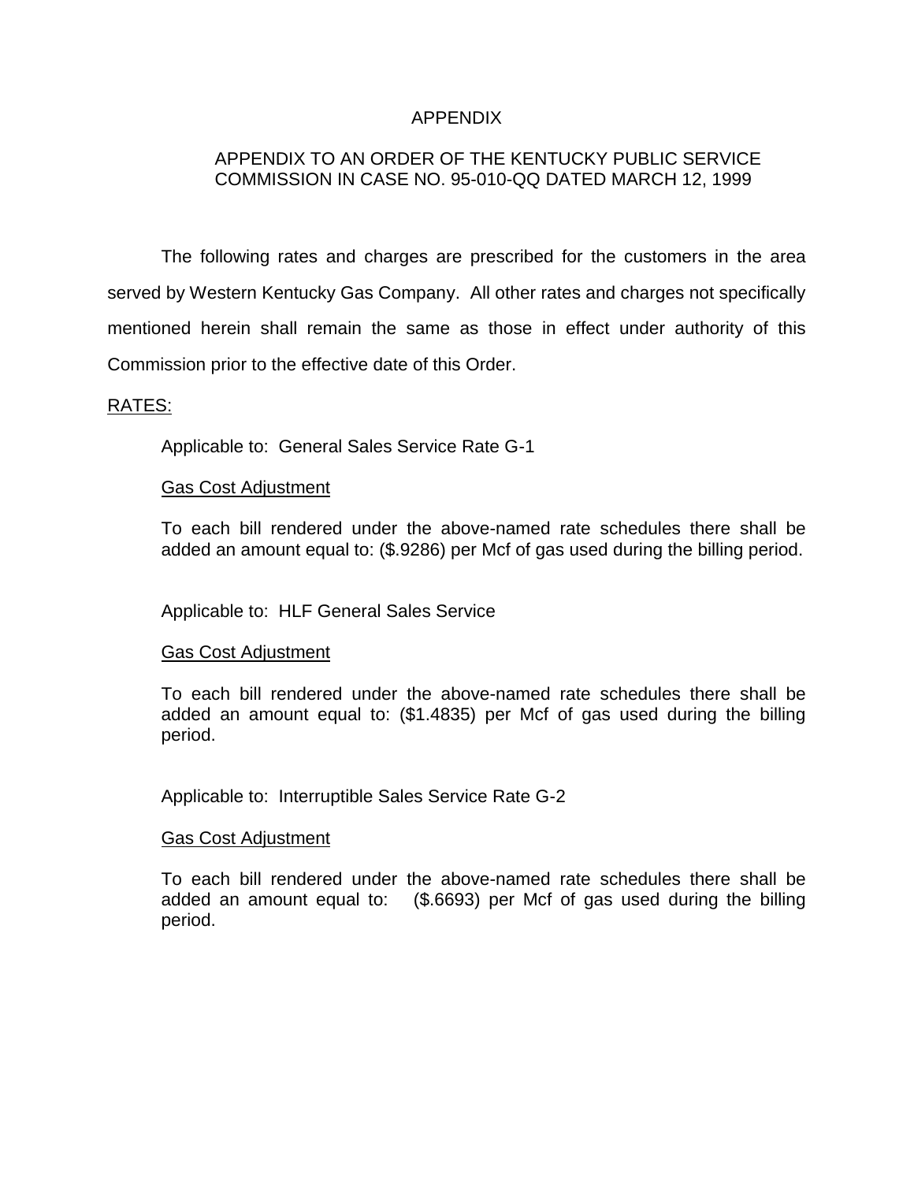# APPENDIX

## APPENDIX TO AN ORDER OF THE KENTUCKY PUBLIC SERVICE COMMISSION IN CASE NO. 95-010-QQ DATED MARCH 12, 1999

The following rates and charges are prescribed for the customers in the area served by Western Kentucky Gas Company. All other rates and charges not specifically mentioned herein shall remain the same as those in effect under authority of this Commission prior to the effective date of this Order.

RATES:

Applicable to: General Sales Service Rate G-1

Gas Cost Adjustment

To each bill rendered under the above-named rate schedules there shall be added an amount equal to: ($.9286) per Mcf of gas used during the billing period.

Applicable to: HLF General Sales Service

Gas Cost Adjustment

To each bill rendered under the above-named rate schedules there shall be added an amount equal to: ($1.4835) per Mcf of gas used during the billing period.

Applicable to: Interruptible Sales Service Rate G-2

Gas Cost Adjustment

To each bill rendered under the above-named rate schedules there shall be added an amount equal to: ($.6693) per Mcf of gas used during the billing period.